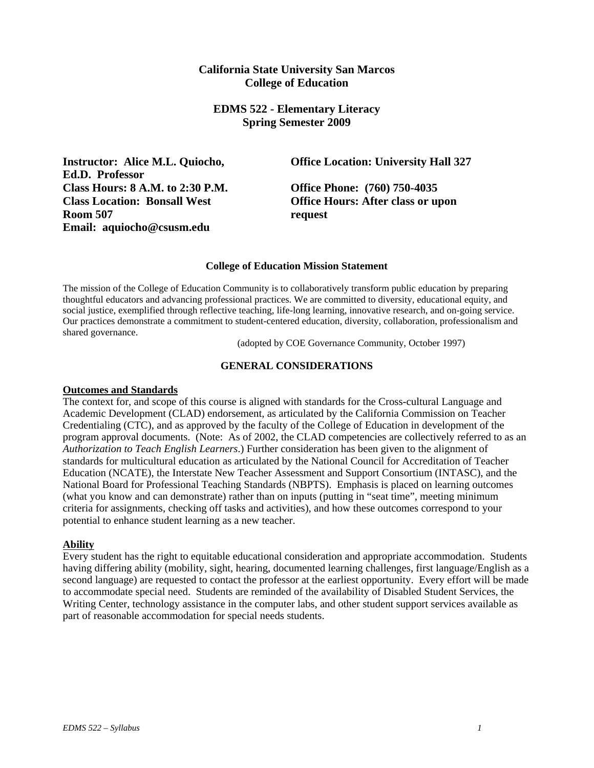# California State University San Marcos
# College of Education

## EDMS 522 - Elementary Literacy
## Spring Semester 2009

**Instructor: Alice M.L. Quiocho, Ed.D. Professor**
**Class Hours: 8 A.M. to 2:30 P.M.**
**Class Location: Bonsall West Room 507**
**Email: aquiocho@csusm.edu**

**Office Location: University Hall 327**
**Office Phone: (760) 750-4035**
**Office Hours: After class or upon request**

### College of Education Mission Statement

The mission of the College of Education Community is to collaboratively transform public education by preparing thoughtful educators and advancing professional practices. We are committed to diversity, educational equity, and social justice, exemplified through reflective teaching, life-long learning, innovative research, and on-going service. Our practices demonstrate a commitment to student-centered education, diversity, collaboration, professionalism and shared governance.

(adopted by COE Governance Community, October 1997)

### GENERAL CONSIDERATIONS

**Outcomes and Standards**

The context for, and scope of this course is aligned with standards for the Cross-cultural Language and Academic Development (CLAD) endorsement, as articulated by the California Commission on Teacher Credentialing (CTC), and as approved by the faculty of the College of Education in development of the program approval documents. (Note: As of 2002, the CLAD competencies are collectively referred to as an *Authorization to Teach English Learners*.) Further consideration has been given to the alignment of standards for multicultural education as articulated by the National Council for Accreditation of Teacher Education (NCATE), the Interstate New Teacher Assessment and Support Consortium (INTASC), and the National Board for Professional Teaching Standards (NBPTS). Emphasis is placed on learning outcomes (what you know and can demonstrate) rather than on inputs (putting in "seat time", meeting minimum criteria for assignments, checking off tasks and activities), and how these outcomes correspond to your potential to enhance student learning as a new teacher.

**Ability**

Every student has the right to equitable educational consideration and appropriate accommodation. Students having differing ability (mobility, sight, hearing, documented learning challenges, first language/English as a second language) are requested to contact the professor at the earliest opportunity. Every effort will be made to accommodate special need. Students are reminded of the availability of Disabled Student Services, the Writing Center, technology assistance in the computer labs, and other student support services available as part of reasonable accommodation for special needs students.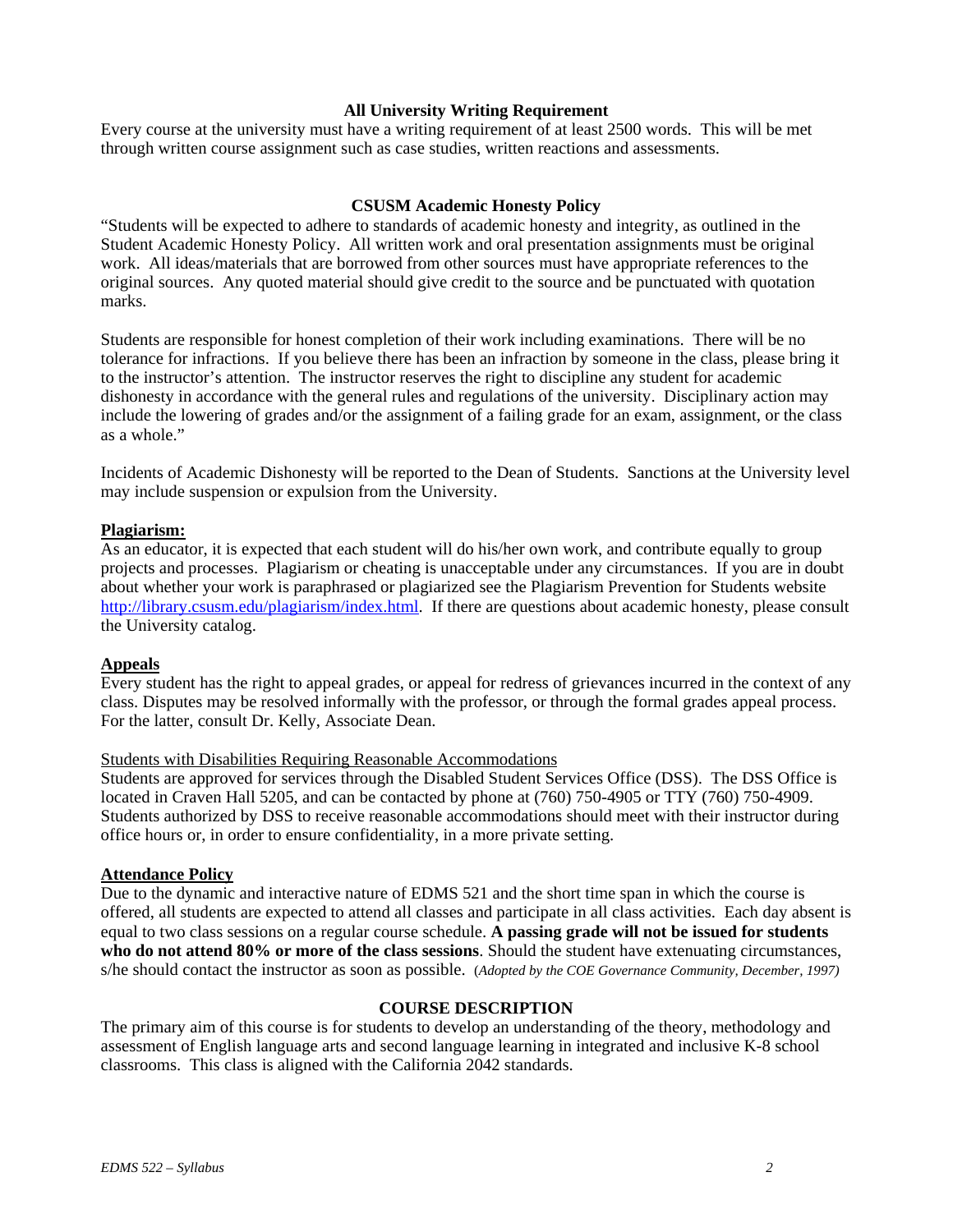### All University Writing Requirement

Every course at the university must have a writing requirement of at least 2500 words. This will be met through written course assignment such as case studies, written reactions and assessments.

### CSUSM Academic Honesty Policy

"Students will be expected to adhere to standards of academic honesty and integrity, as outlined in the Student Academic Honesty Policy. All written work and oral presentation assignments must be original work. All ideas/materials that are borrowed from other sources must have appropriate references to the original sources. Any quoted material should give credit to the source and be punctuated with quotation marks.

Students are responsible for honest completion of their work including examinations. There will be no tolerance for infractions. If you believe there has been an infraction by someone in the class, please bring it to the instructor's attention. The instructor reserves the right to discipline any student for academic dishonesty in accordance with the general rules and regulations of the university. Disciplinary action may include the lowering of grades and/or the assignment of a failing grade for an exam, assignment, or the class as a whole."

Incidents of Academic Dishonesty will be reported to the Dean of Students. Sanctions at the University level may include suspension or expulsion from the University.

**Plagiarism:**

As an educator, it is expected that each student will do his/her own work, and contribute equally to group projects and processes. Plagiarism or cheating is unacceptable under any circumstances. If you are in doubt about whether your work is paraphrased or plagiarized see the Plagiarism Prevention for Students website http://library.csusm.edu/plagiarism/index.html. If there are questions about academic honesty, please consult the University catalog.

**Appeals**

Every student has the right to appeal grades, or appeal for redress of grievances incurred in the context of any class. Disputes may be resolved informally with the professor, or through the formal grades appeal process. For the latter, consult Dr. Kelly, Associate Dean.

Students with Disabilities Requiring Reasonable Accommodations

Students are approved for services through the Disabled Student Services Office (DSS). The DSS Office is located in Craven Hall 5205, and can be contacted by phone at (760) 750-4905 or TTY (760) 750-4909. Students authorized by DSS to receive reasonable accommodations should meet with their instructor during office hours or, in order to ensure confidentiality, in a more private setting.

**Attendance Policy**

Due to the dynamic and interactive nature of EDMS 521 and the short time span in which the course is offered, all students are expected to attend all classes and participate in all class activities. Each day absent is equal to two class sessions on a regular course schedule. **A passing grade will not be issued for students who do not attend 80% or more of the class sessions**. Should the student have extenuating circumstances, s/he should contact the instructor as soon as possible. (*Adopted by the COE Governance Community, December, 1997)*

### COURSE DESCRIPTION

The primary aim of this course is for students to develop an understanding of the theory, methodology and assessment of English language arts and second language learning in integrated and inclusive K-8 school classrooms. This class is aligned with the California 2042 standards.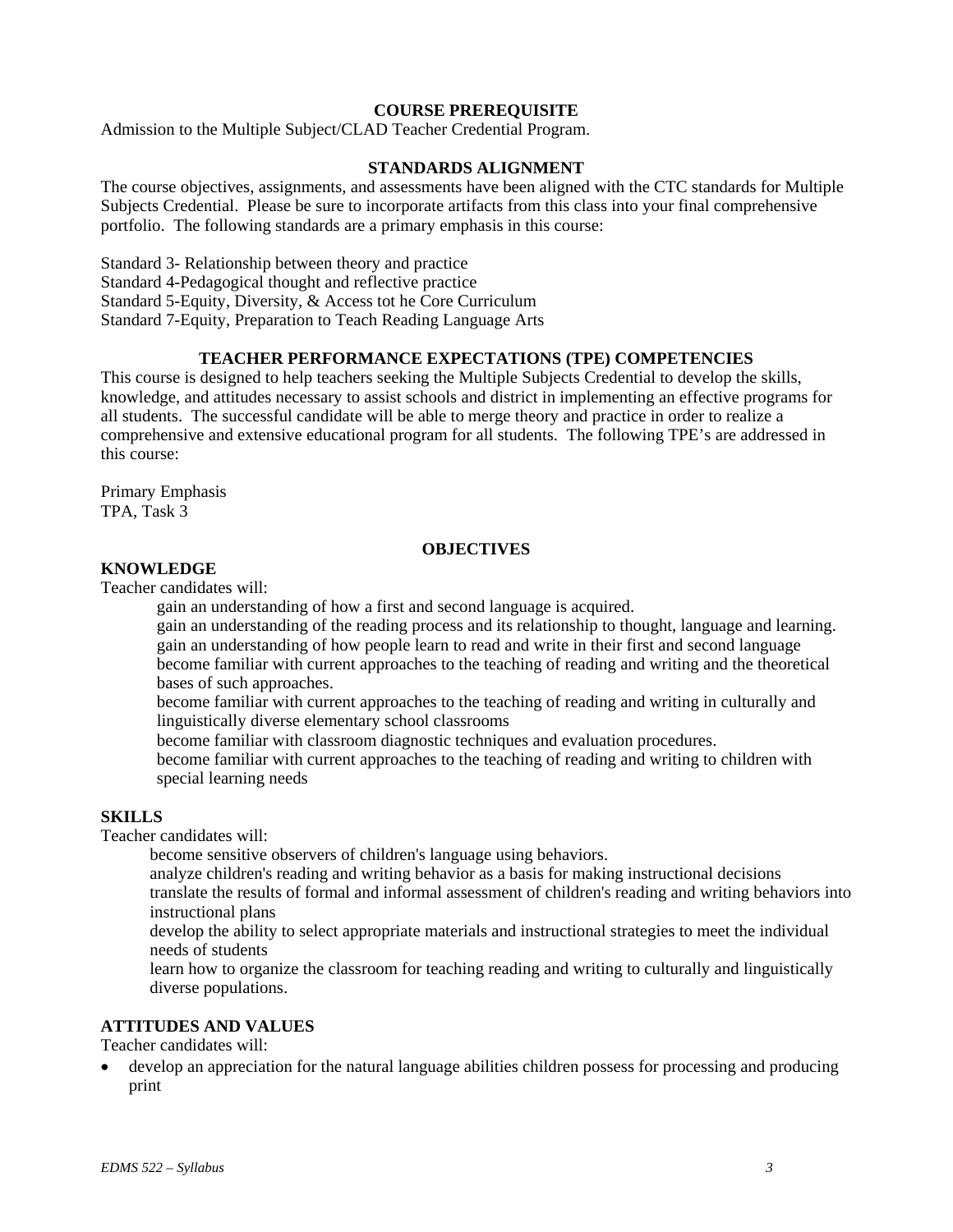## COURSE PREREQUISITE

Admission to the Multiple Subject/CLAD Teacher Credential Program.

## STANDARDS ALIGNMENT

The course objectives, assignments, and assessments have been aligned with the CTC standards for Multiple Subjects Credential. Please be sure to incorporate artifacts from this class into your final comprehensive portfolio. The following standards are a primary emphasis in this course:

Standard 3- Relationship between theory and practice
Standard 4-Pedagogical thought and reflective practice
Standard 5-Equity, Diversity, & Access tot he Core Curriculum
Standard 7-Equity, Preparation to Teach Reading Language Arts

## TEACHER PERFORMANCE EXPECTATIONS (TPE) COMPETENCIES

This course is designed to help teachers seeking the Multiple Subjects Credential to develop the skills, knowledge, and attitudes necessary to assist schools and district in implementing an effective programs for all students. The successful candidate will be able to merge theory and practice in order to realize a comprehensive and extensive educational program for all students. The following TPE's are addressed in this course:

Primary Emphasis
TPA, Task 3

## OBJECTIVES

### KNOWLEDGE

Teacher candidates will:

- gain an understanding of how a first and second language is acquired.
- gain an understanding of the reading process and its relationship to thought, language and learning.
- gain an understanding of how people learn to read and write in their first and second language
- become familiar with current approaches to the teaching of reading and writing and the theoretical bases of such approaches.
- become familiar with current approaches to the teaching of reading and writing in culturally and linguistically diverse elementary school classrooms
- become familiar with classroom diagnostic techniques and evaluation procedures.
- become familiar with current approaches to the teaching of reading and writing to children with special learning needs

### SKILLS

Teacher candidates will:

- become sensitive observers of children's language using behaviors.
- analyze children's reading and writing behavior as a basis for making instructional decisions
- translate the results of formal and informal assessment of children's reading and writing behaviors into instructional plans
- develop the ability to select appropriate materials and instructional strategies to meet the individual needs of students
- learn how to organize the classroom for teaching reading and writing to culturally and linguistically diverse populations.

### ATTITUDES AND VALUES

Teacher candidates will:

- develop an appreciation for the natural language abilities children possess for processing and producing print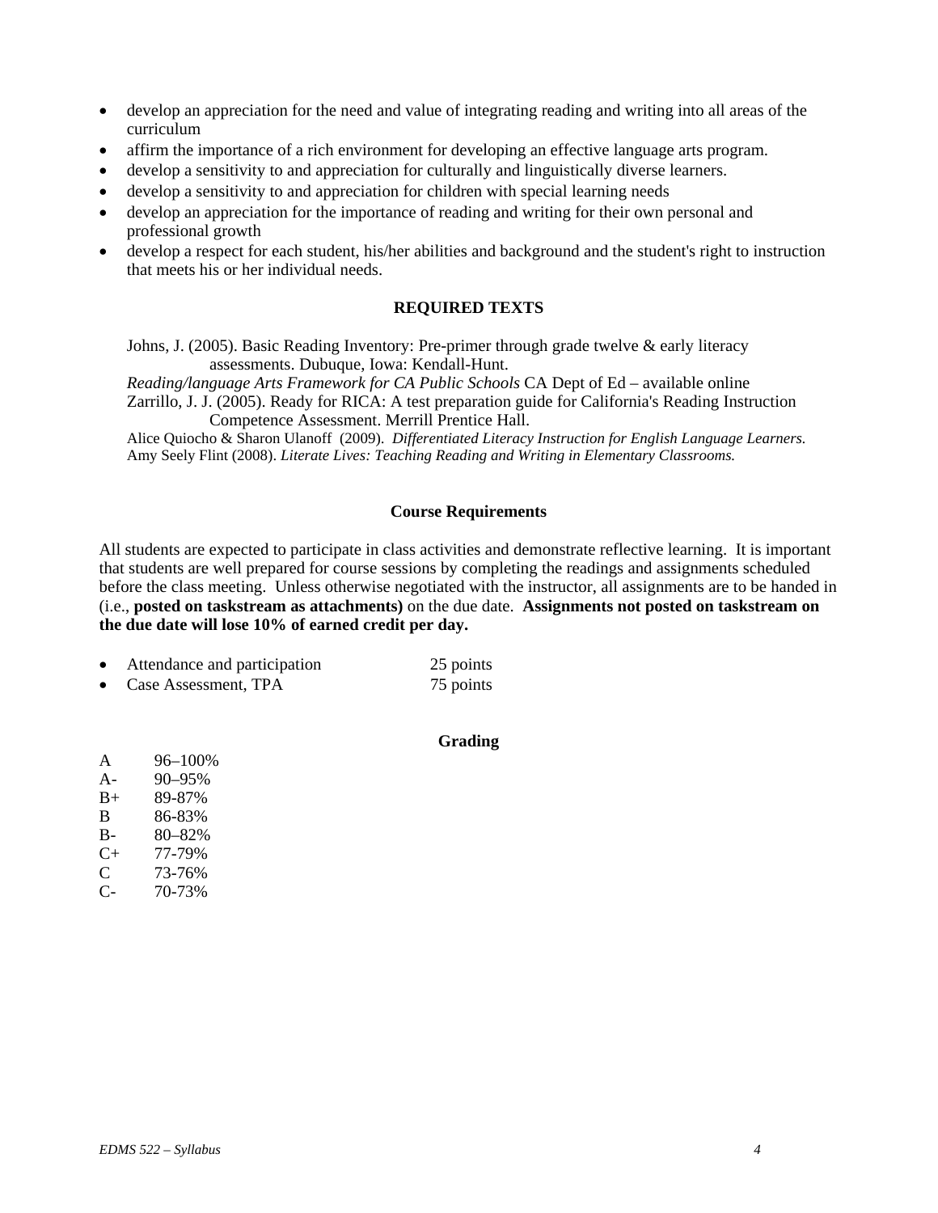- develop an appreciation for the need and value of integrating reading and writing into all areas of the curriculum
- affirm the importance of a rich environment for developing an effective language arts program.
- develop a sensitivity to and appreciation for culturally and linguistically diverse learners.
- develop a sensitivity to and appreciation for children with special learning needs
- develop an appreciation for the importance of reading and writing for their own personal and professional growth
- develop a respect for each student, his/her abilities and background and the student's right to instruction that meets his or her individual needs.

## REQUIRED TEXTS

Johns, J. (2005). Basic Reading Inventory: Pre-primer through grade twelve & early literacy assessments. Dubuque, Iowa: Kendall-Hunt.

*Reading/language Arts Framework for CA Public Schools* CA Dept of Ed – available online

Zarrillo, J. J. (2005). Ready for RICA: A test preparation guide for California's Reading Instruction Competence Assessment. Merrill Prentice Hall.

Alice Quiocho & Sharon Ulanoff (2009). *Differentiated Literacy Instruction for English Language Learners.*

Amy Seely Flint (2008). *Literate Lives: Teaching Reading and Writing in Elementary Classrooms.*

## Course Requirements

All students are expected to participate in class activities and demonstrate reflective learning. It is important that students are well prepared for course sessions by completing the readings and assignments scheduled before the class meeting. Unless otherwise negotiated with the instructor, all assignments are to be handed in (i.e., **posted on taskstream as attachments)** on the due date. **Assignments not posted on taskstream on the due date will lose 10% of earned credit per day.**

- Attendance and participation 25 points
- Case Assessment, TPA 75 points

## Grading

| | |
|---|---|
| A | 96–100% |
| A- | 90–95% |
| B+ | 89-87% |
| B | 86-83% |
| B- | 80–82% |
| C+ | 77-79% |
| C | 73-76% |
| C- | 70-73% |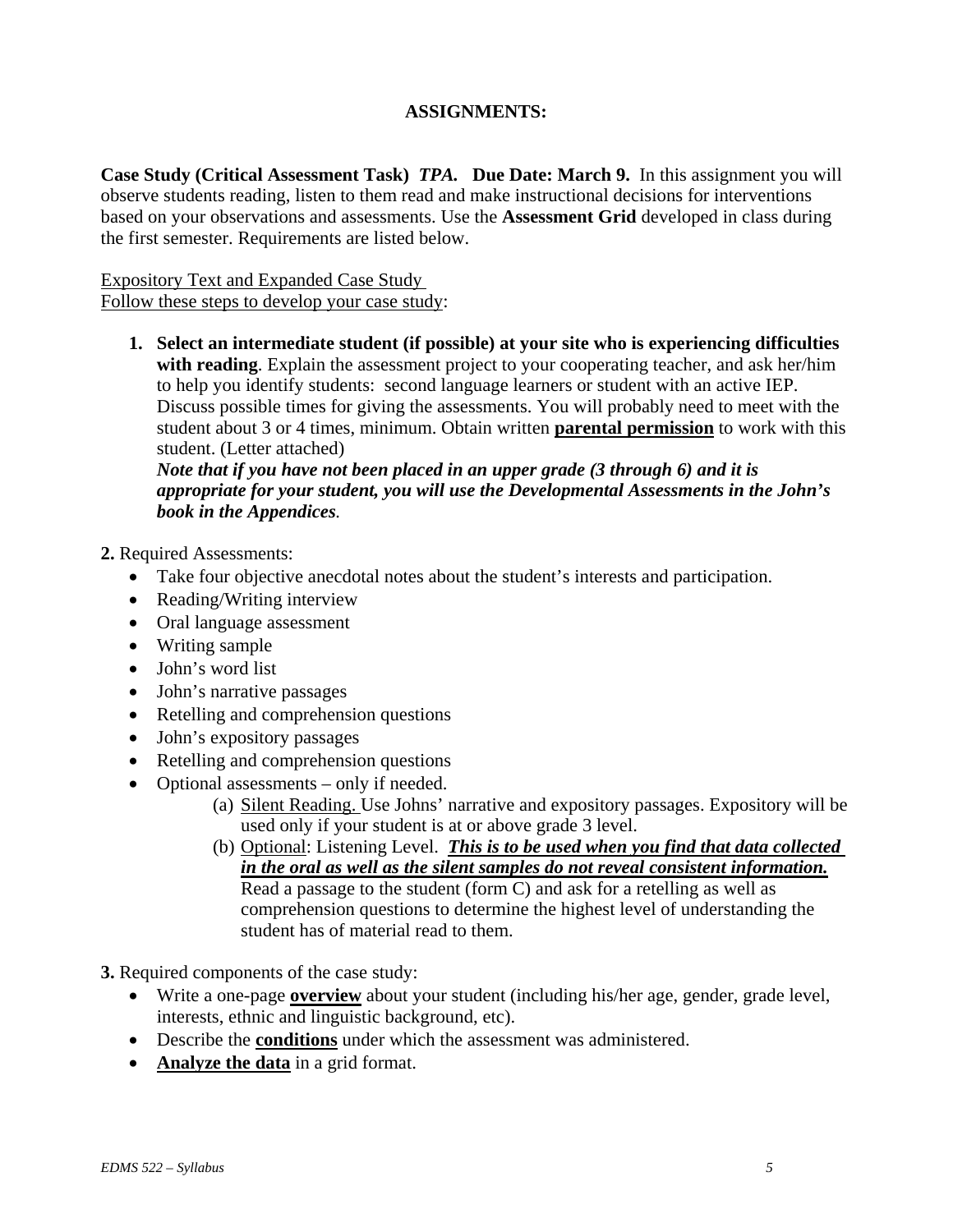**ASSIGNMENTS:**

**Case Study (Critical Assessment Task)** ***TPA.*** **Due Date: March 9.** In this assignment you will observe students reading, listen to them read and make instructional decisions for interventions based on your observations and assessments. Use the **Assessment Grid** developed in class during the first semester. Requirements are listed below.

<u>Expository Text and Expanded Case Study</u>
<u>Follow these steps to develop your case study</u>:

1. **Select an intermediate student (if possible) at your site who is experiencing difficulties with reading**. Explain the assessment project to your cooperating teacher, and ask her/him to help you identify students: second language learners or student with an active IEP. Discuss possible times for giving the assessments. You will probably need to meet with the student about 3 or 4 times, minimum. Obtain written **<u>parental permission</u>** to work with this student. (Letter attached)
   ***Note that if you have not been placed in an upper grade (3 through 6) and it is appropriate for your student, you will use the Developmental Assessments in the John's book in the Appendices.***

**2.** Required Assessments:

- Take four objective anecdotal notes about the student's interests and participation.
- Reading/Writing interview
- Oral language assessment
- Writing sample
- John's word list
- John's narrative passages
- Retelling and comprehension questions
- John's expository passages
- Retelling and comprehension questions
- Optional assessments – only if needed.
  - (a) <u>Silent Reading.</u> Use Johns' narrative and expository passages. Expository will be used only if your student is at or above grade 3 level.
  - (b) <u>Optional</u>: Listening Level. ***<u>This is to be used when you find that data collected in the oral as well as the silent samples do not reveal consistent information.</u>*** Read a passage to the student (form C) and ask for a retelling as well as comprehension questions to determine the highest level of understanding the student has of material read to them.

**3.** Required components of the case study:

- Write a one-page **<u>overview</u>** about your student (including his/her age, gender, grade level, interests, ethnic and linguistic background, etc).
- Describe the **<u>conditions</u>** under which the assessment was administered.
- **<u>Analyze the data</u>** in a grid format.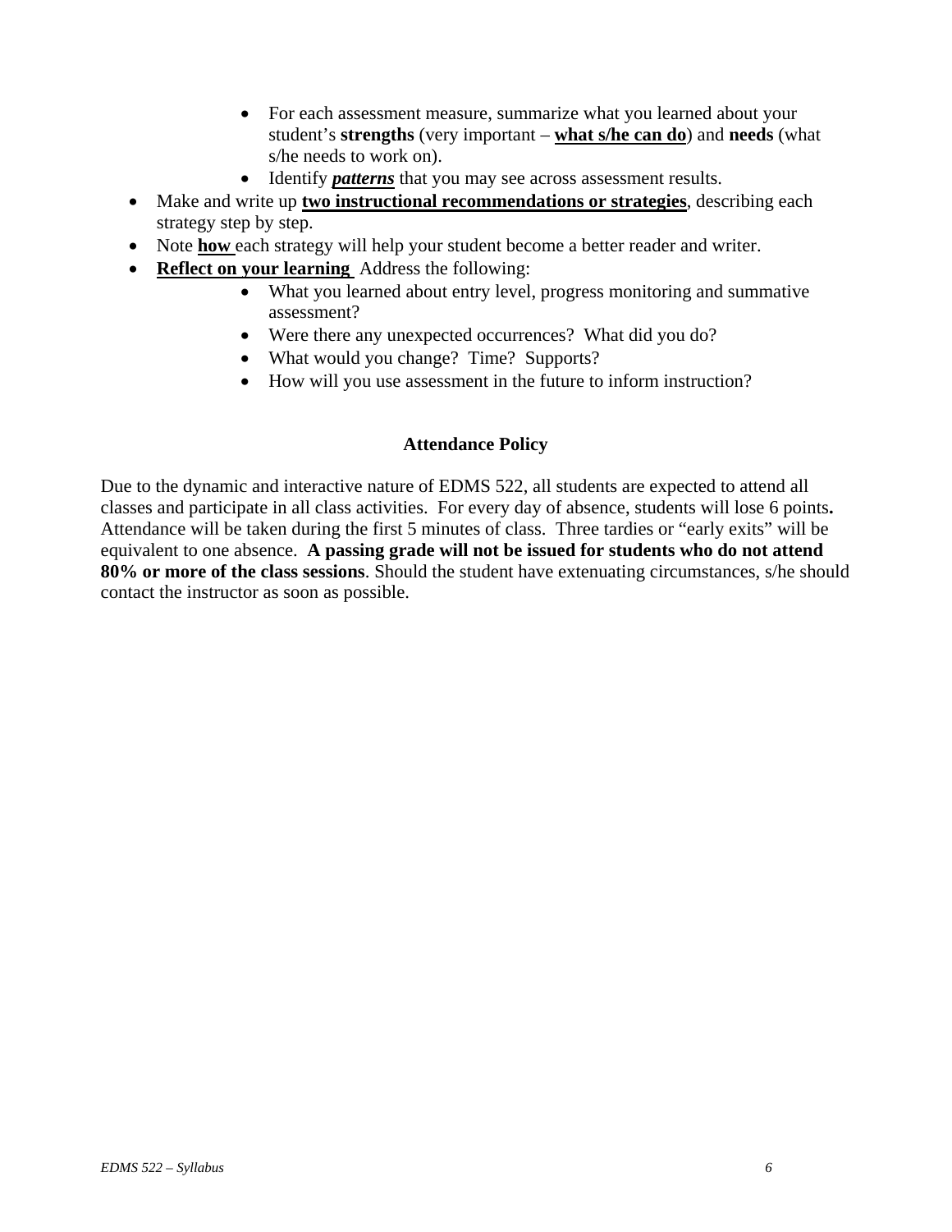- For each assessment measure, summarize what you learned about your student's **strengths** (very important – **what s/he can do**) and **needs** (what s/he needs to work on).
  - Identify ***patterns*** that you may see across assessment results.
- Make and write up **two instructional recommendations or strategies**, describing each strategy step by step.
- Note **how** each strategy will help your student become a better reader and writer.
- **Reflect on your learning** Address the following:
  - What you learned about entry level, progress monitoring and summative assessment?
  - Were there any unexpected occurrences? What did you do?
  - What would you change? Time? Supports?
  - How will you use assessment in the future to inform instruction?

## Attendance Policy

Due to the dynamic and interactive nature of EDMS 522, all students are expected to attend all classes and participate in all class activities. For every day of absence, students will lose 6 points**.** Attendance will be taken during the first 5 minutes of class. Three tardies or "early exits" will be equivalent to one absence. **A passing grade will not be issued for students who do not attend 80% or more of the class sessions**. Should the student have extenuating circumstances, s/he should contact the instructor as soon as possible.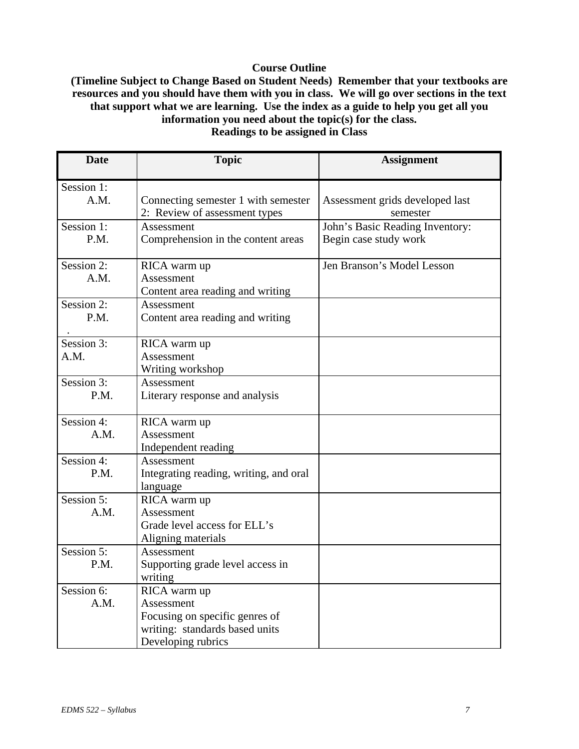**Course Outline**

**(Timeline Subject to Change Based on Student Needs) Remember that your textbooks are resources and you should have them with you in class. We will go over sections in the text that support what we are learning. Use the index as a guide to help you get all you information you need about the topic(s) for the class.**

**Readings to be assigned in Class**

| Date | Topic | Assignment |
|---|---|---|
| Session 1: A.M. | Connecting semester 1 with semester 2: Review of assessment types | Assessment grids developed last semester |
| Session 1: P.M. | Assessment<br>Comprehension in the content areas | John's Basic Reading Inventory: Begin case study work |
| Session 2: A.M. | RICA warm up<br>Assessment<br>Content area reading and writing | Jen Branson's Model Lesson |
| Session 2: P.M. | Assessment<br>Content area reading and writing | |
| Session 3: A.M. | RICA warm up<br>Assessment<br>Writing workshop | |
| Session 3: P.M. | Assessment<br>Literary response and analysis | |
| Session 4: A.M. | RICA warm up<br>Assessment<br>Independent reading | |
| Session 4: P.M. | Assessment<br>Integrating reading, writing, and oral language | |
| Session 5: A.M. | RICA warm up<br>Assessment<br>Grade level access for ELL's<br>Aligning materials | |
| Session 5: P.M. | Assessment<br>Supporting grade level access in writing | |
| Session 6: A.M. | RICA warm up<br>Assessment<br>Focusing on specific genres of writing: standards based units<br>Developing rubrics | |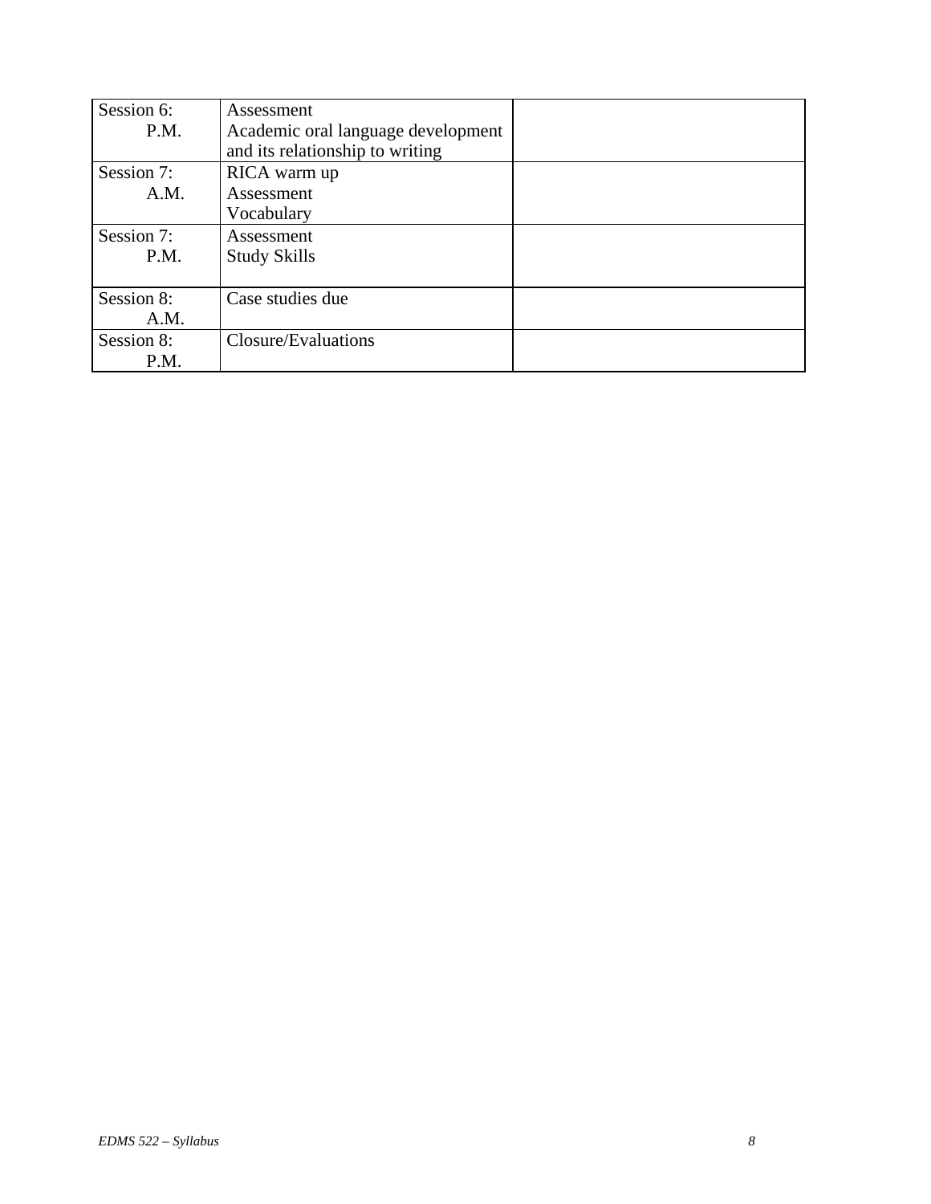| | | |
|---|---|---|
| Session 6: P.M. | Assessment<br>Academic oral language development and its relationship to writing | |
| Session 7: A.M. | RICA warm up<br>Assessment<br>Vocabulary | |
| Session 7: P.M. | Assessment<br>Study Skills | |
| Session 8: A.M. | Case studies due | |
| Session 8: P.M. | Closure/Evaluations | |